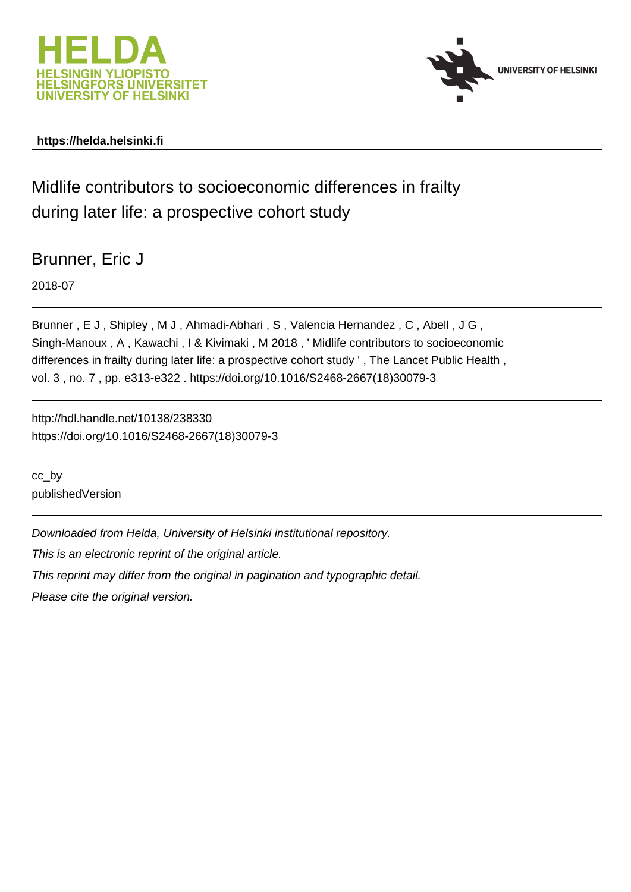https://helda.helsinki.fi

# Midlife contributors to socioeconomic differences in frailty during later life: a prospective cohort study

Brunner, Eric J

2018-07

Brunner , E J , Shipley , M J , Ahmadi-Abhari , S , Valencia Hernandez , C , Abell , J G , Singh-Manoux , A , Kawachi , I & Kivimaki , M 2018 , ' Midlife contributors to socioeconomic differences in frailty during later life: a prospective cohort study ' , The Lancet Public Health , vol. 3 , no. 7 , pp. e313-e322 . https://doi.org/10.1016/S2468-2667(18)30079-3

http://hdl.handle.net/10138/238330
https://doi.org/10.1016/S2468-2667(18)30079-3

cc_by
publishedVersion

*Downloaded from Helda, University of Helsinki institutional repository.*

*This is an electronic reprint of the original article.*

*This reprint may differ from the original in pagination and typographic detail.*

*Please cite the original version.*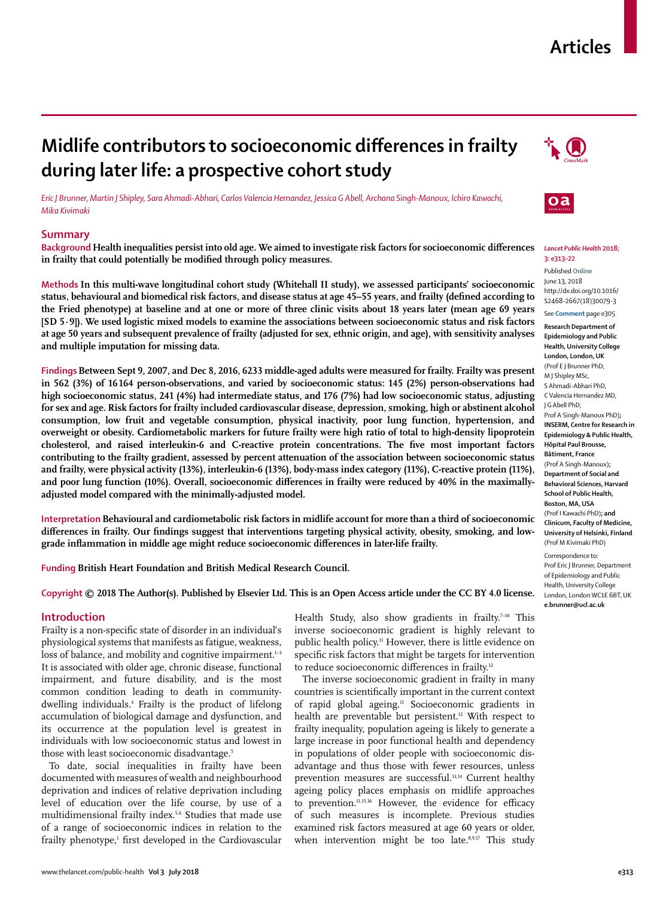# Midlife contributors to socioeconomic differences in frailty during later life: a prospective cohort study

*Eric J Brunner, Martin J Shipley, Sara Ahmadi-Abhari, Carlos Valencia Hernandez, Jessica G Abell, Archana Singh-Manoux, Ichiro Kawachi, Mika Kivimaki*

## Summary

**Background** Health inequalities persist into old age. We aimed to investigate risk factors for socioeconomic differences in frailty that could potentially be modified through policy measures.

**Methods** In this multi-wave longitudinal cohort study (Whitehall II study), we assessed participants' socioeconomic status, behavioural and biomedical risk factors, and disease status at age 45–55 years, and frailty (defined according to the Fried phenotype) at baseline and at one or more of three clinic visits about 18 years later (mean age 69 years [SD 5·9]). We used logistic mixed models to examine the associations between socioeconomic status and risk factors at age 50 years and subsequent prevalence of frailty (adjusted for sex, ethnic origin, and age), with sensitivity analyses and multiple imputation for missing data.

**Findings** Between Sept 9, 2007, and Dec 8, 2016, 6233 middle-aged adults were measured for frailty. Frailty was present in 562 (3%) of 16 164 person-observations, and varied by socioeconomic status: 145 (2%) person-observations had high socioeconomic status, 241 (4%) had intermediate status, and 176 (7%) had low socioeconomic status, adjusting for sex and age. Risk factors for frailty included cardiovascular disease, depression, smoking, high or abstinent alcohol consumption, low fruit and vegetable consumption, physical inactivity, poor lung function, hypertension, and overweight or obesity. Cardiometabolic markers for future frailty were high ratio of total to high-density lipoprotein cholesterol, and raised interleukin-6 and C-reactive protein concentrations. The five most important factors contributing to the frailty gradient, assessed by percent attenuation of the association between socioeconomic status and frailty, were physical activity (13%), interleukin-6 (13%), body-mass index category (11%), C-reactive protein (11%), and poor lung function (10%). Overall, socioeconomic differences in frailty were reduced by 40% in the maximally-adjusted model compared with the minimally-adjusted model.

**Interpretation** Behavioural and cardiometabolic risk factors in midlife account for more than a third of socioeconomic differences in frailty. Our findings suggest that interventions targeting physical activity, obesity, smoking, and low-grade inflammation in middle age might reduce socioeconomic differences in later-life frailty.

**Funding** British Heart Foundation and British Medical Research Council.

**Copyright** © 2018 The Author(s). Published by Elsevier Ltd. This is an Open Access article under the CC BY 4.0 license.

*Lancet Public Health* 2018; 3: e313–22

Published Online June 13, 2018 http://dx.doi.org/10.1016/S2468-2667(18)30079-3

See Comment page e305

**Research Department of Epidemiology and Public Health, University College London, London, UK** (Prof E J Brunner PhD, M J Shipley MSc, S Ahmadi-Abhari PhD, C Valencia Hernandez MD, J G Abell PhD, Prof A Singh-Manoux PhD)**; INSERM, Centre for Research in Epidemiology & Public Health, Hôpital Paul Brousse, Bâtiment, France** (Prof A Singh-Manoux)**; Department of Social and Behavioral Sciences, Harvard School of Public Health, Boston, MA, USA** (Prof I Kawachi PhD)**; and Clinicum, Faculty of Medicine, University of Helsinki, Finland** (Prof M Kivimaki PhD)

Correspondence to: Prof Eric J Brunner, Department of Epidemiology and Public Health, University College London, London WC1E 6BT, UK **e.brunner@ucl.ac.uk**

## Introduction

Frailty is a non-specific state of disorder in an individual's physiological systems that manifests as fatigue, weakness, loss of balance, and mobility and cognitive impairment.[1–3] It is associated with older age, chronic disease, functional impairment, and future disability, and is the most common condition leading to death in community-dwelling individuals.[4] Frailty is the product of lifelong accumulation of biological damage and dysfunction, and its occurrence at the population level is greatest in individuals with low socioeconomic status and lowest in those with least socioeconomic disadvantage.[5]

To date, social inequalities in frailty have been documented with measures of wealth and neighbourhood deprivation and indices of relative deprivation including level of education over the life course, by use of a multidimensional frailty index.[5,6] Studies that made use of a range of socioeconomic indices in relation to the frailty phenotype,[1] first developed in the Cardiovascular Health Study, also show gradients in frailty.[7–10] This inverse socioeconomic gradient is highly relevant to public health policy.[11] However, there is little evidence on specific risk factors that might be targets for intervention to reduce socioeconomic differences in frailty.[12]

The inverse socioeconomic gradient in frailty in many countries is scientifically important in the current context of rapid global ageing.[11] Socioeconomic gradients in health are preventable but persistent.[12] With respect to frailty inequality, population ageing is likely to generate a large increase in poor functional health and dependency in populations of older people with socioeconomic disadvantage and thus those with fewer resources, unless prevention measures are successful.[13,14] Current healthy ageing policy places emphasis on midlife approaches to prevention.[11,15,16] However, the evidence for efficacy of such measures is incomplete. Previous studies examined risk factors measured at age 60 years or older, when intervention might be too late.[8,9,17] This study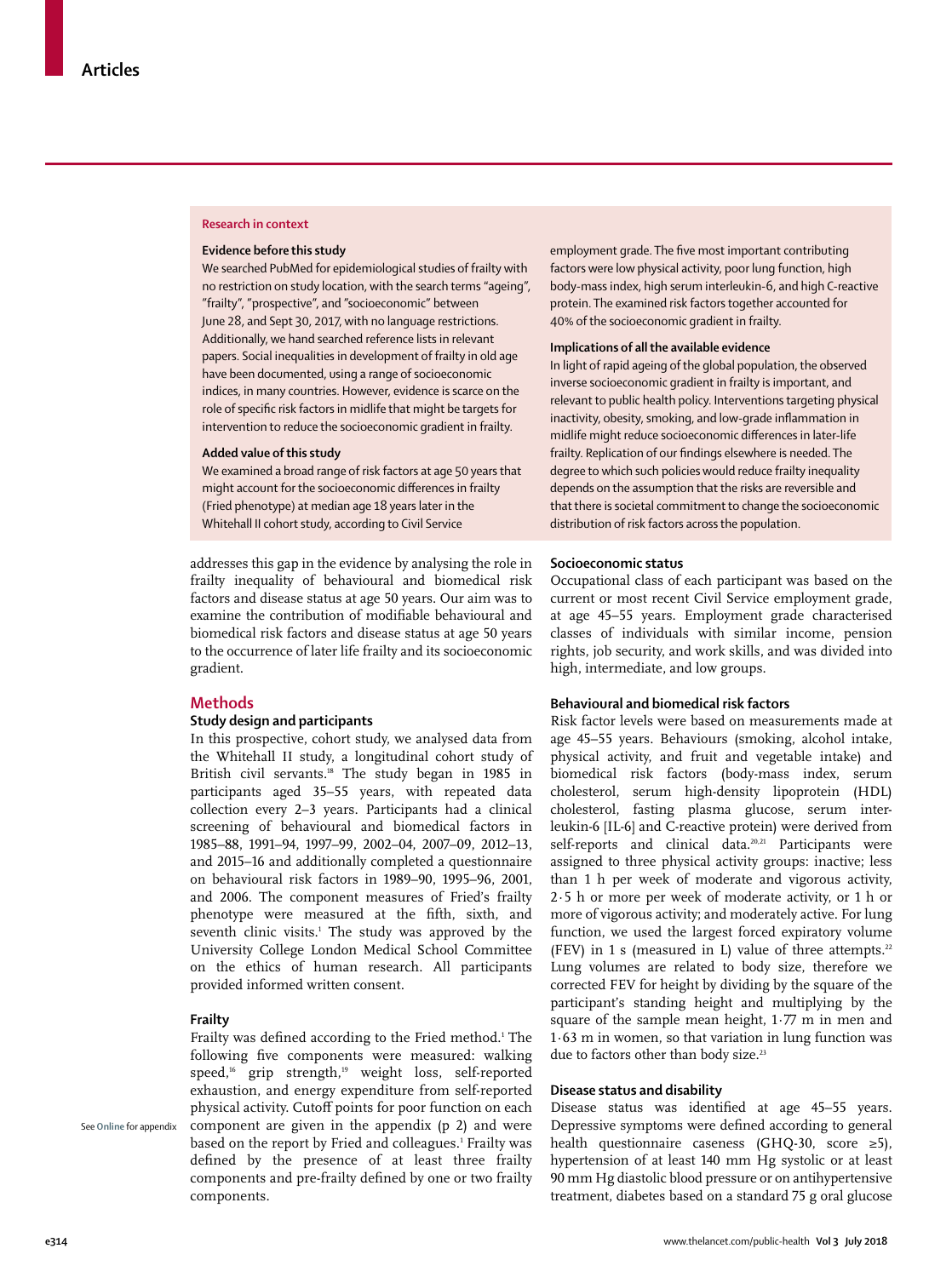## Research in context

### Evidence before this study

We searched PubMed for epidemiological studies of frailty with no restriction on study location, with the search terms "ageing", "frailty", "prospective", and "socioeconomic" between June 28, and Sept 30, 2017, with no language restrictions. Additionally, we hand searched reference lists in relevant papers. Social inequalities in development of frailty in old age have been documented, using a range of socioeconomic indices, in many countries. However, evidence is scarce on the role of specific risk factors in midlife that might be targets for intervention to reduce the socioeconomic gradient in frailty.

### Added value of this study

We examined a broad range of risk factors at age 50 years that might account for the socioeconomic differences in frailty (Fried phenotype) at median age 18 years later in the Whitehall II cohort study, according to Civil Service employment grade. The five most important contributing factors were low physical activity, poor lung function, high body-mass index, high serum interleukin-6, and high C-reactive protein. The examined risk factors together accounted for 40% of the socioeconomic gradient in frailty.

### Implications of all the available evidence

In light of rapid ageing of the global population, the observed inverse socioeconomic gradient in frailty is important, and relevant to public health policy. Interventions targeting physical inactivity, obesity, smoking, and low-grade inflammation in midlife might reduce socioeconomic differences in later-life frailty. Replication of our findings elsewhere is needed. The degree to which such policies would reduce frailty inequality depends on the assumption that the risks are reversible and that there is societal commitment to change the socioeconomic distribution of risk factors across the population.

addresses this gap in the evidence by analysing the role in frailty inequality of behavioural and biomedical risk factors and disease status at age 50 years. Our aim was to examine the contribution of modifiable behavioural and biomedical risk factors and disease status at age 50 years to the occurrence of later life frailty and its socioeconomic gradient.

## Methods

### Study design and participants

In this prospective, cohort study, we analysed data from the Whitehall II study, a longitudinal cohort study of British civil servants.[18] The study began in 1985 in participants aged 35–55 years, with repeated data collection every 2–3 years. Participants had a clinical screening of behavioural and biomedical factors in 1985–88, 1991–94, 1997–99, 2002–04, 2007–09, 2012–13, and 2015–16 and additionally completed a questionnaire on behavioural risk factors in 1989–90, 1995–96, 2001, and 2006. The component measures of Fried's frailty phenotype were measured at the fifth, sixth, and seventh clinic visits.[1] The study was approved by the University College London Medical School Committee on the ethics of human research. All participants provided informed written consent.

### Frailty

Frailty was defined according to the Fried method.[1] The following five components were measured: walking speed,[16] grip strength,[19] weight loss, self-reported exhaustion, and energy expenditure from self-reported physical activity. Cutoff points for poor function on each component are given in the appendix (p 2) and were based on the report by Fried and colleagues.[1] Frailty was defined by the presence of at least three frailty components and pre-frailty defined by one or two frailty components.

See **Online** for appendix

### Socioeconomic status

Occupational class of each participant was based on the current or most recent Civil Service employment grade, at age 45–55 years. Employment grade characterised classes of individuals with similar income, pension rights, job security, and work skills, and was divided into high, intermediate, and low groups.

### Behavioural and biomedical risk factors

Risk factor levels were based on measurements made at age 45–55 years. Behaviours (smoking, alcohol intake, physical activity, and fruit and vegetable intake) and biomedical risk factors (body-mass index, serum cholesterol, serum high-density lipoprotein (HDL) cholesterol, fasting plasma glucose, serum interleukin-6 [IL-6] and C-reactive protein) were derived from self-reports and clinical data.[20,21] Participants were assigned to three physical activity groups: inactive; less than 1 h per week of moderate and vigorous activity, 2·5 h or more per week of moderate activity, or 1 h or more of vigorous activity; and moderately active. For lung function, we used the largest forced expiratory volume (FEV) in 1 s (measured in L) value of three attempts.[22] Lung volumes are related to body size, therefore we corrected FEV for height by dividing by the square of the participant's standing height and multiplying by the square of the sample mean height, 1·77 m in men and 1·63 m in women, so that variation in lung function was due to factors other than body size.[23]

### Disease status and disability

Disease status was identified at age 45–55 years. Depressive symptoms were defined according to general health questionnaire caseness (GHQ-30, score ≥5), hypertension of at least 140 mm Hg systolic or at least 90 mm Hg diastolic blood pressure or on antihypertensive treatment, diabetes based on a standard 75 g oral glucose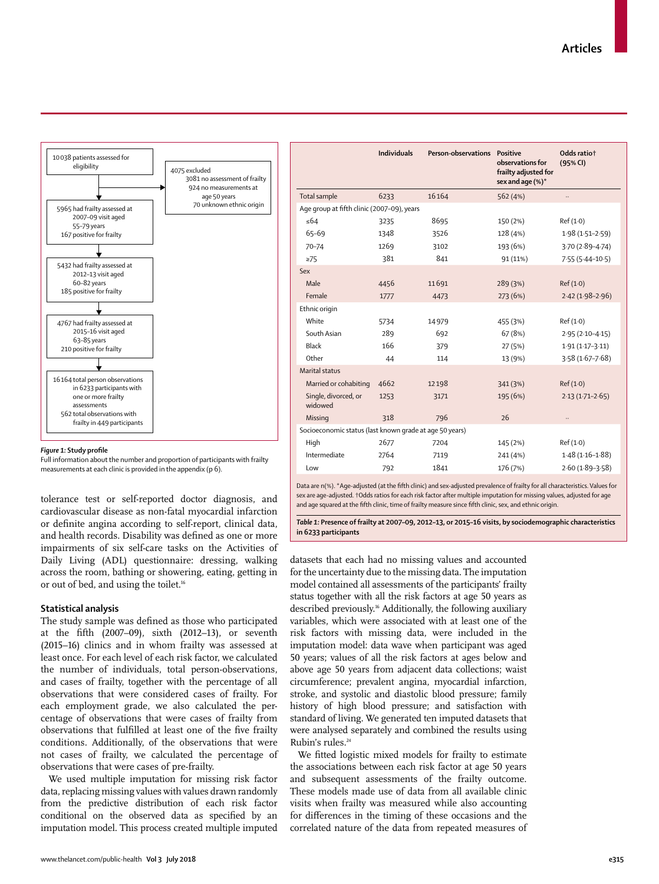10 038 patients assessed for eligibility

4075 excluded
- 3081 no assessment of frailty
- 924 no measurements at age 50 years
- 70 unknown ethnic origin

5965 had frailty assessed at 2007–09 visit aged 55–79 years; 167 positive for frailty

5432 had frailty assessed at 2012–13 visit aged 60–82 years; 185 positive for frailty

4767 had frailty assessed at 2015–16 visit aged 63–85 years; 210 positive for frailty

16 164 total person observations in 6233 participants with one or more frailty assessments; 562 total observations with frailty in 449 participants

**Figure 1: Study profile**

Full information about the number and proportion of participants with frailty measurements at each clinic is provided in the appendix (p 6).

| | Individuals | Person-observations | Positive observations for frailty adjusted for sex and age (%)* | Odds ratio† (95% CI) |
|---|---|---|---|---|
| Total sample | 6233 | 16 164 | 562 (4%) | .. |
| **Age group at fifth clinic (2007–09), years** | | | | |
| ≤64 | 3235 | 8695 | 150 (2%) | Ref (1·0) |
| 65–69 | 1348 | 3526 | 128 (4%) | 1·98 (1·51–2·59) |
| 70–74 | 1269 | 3102 | 193 (6%) | 3·70 (2·89–4·74) |
| ≥75 | 381 | 841 | 91 (11%) | 7·55 (5·44–10·5) |
| **Sex** | | | | |
| Male | 4456 | 11 691 | 289 (3%) | Ref (1·0) |
| Female | 1777 | 4473 | 273 (6%) | 2·42 (1·98–2·96) |
| **Ethnic origin** | | | | |
| White | 5734 | 14 979 | 455 (3%) | Ref (1·0) |
| South Asian | 289 | 692 | 67 (8%) | 2·95 (2·10–4·15) |
| Black | 166 | 379 | 27 (5%) | 1·91 (1·17–3·11) |
| Other | 44 | 114 | 13 (9%) | 3·58 (1·67–7·68) |
| **Marital status** | | | | |
| Married or cohabiting | 4662 | 12 198 | 341 (3%) | Ref (1·0) |
| Single, divorced, or widowed | 1253 | 3171 | 195 (6%) | 2·13 (1·71–2·65) |
| Missing | 318 | 796 | 26 | .. |
| **Socioeconomic status (last known grade at age 50 years)** | | | | |
| High | 2677 | 7204 | 145 (2%) | Ref (1·0) |
| Intermediate | 2764 | 7119 | 241 (4%) | 1·48 (1·16–1·88) |
| Low | 792 | 1841 | 176 (7%) | 2·60 (1·89–3·58) |

Data are n(%). *Age-adjusted (at the fifth clinic) and sex-adjusted prevalence of frailty for all characteristics. Values for sex are age-adjusted. †Odds ratios for each risk factor after multiple imputation for missing values, adjusted for age and age squared at the fifth clinic, time of frailty measure since fifth clinic, sex, and ethnic origin.

**Table 1: Presence of frailty at 2007–09, 2012–13, or 2015–16 visits, by sociodemographic characteristics in 6233 participants**

tolerance test or self-reported doctor diagnosis, and cardiovascular disease as non-fatal myocardial infarction or definite angina according to self-report, clinical data, and health records. Disability was defined as one or more impairments of six self-care tasks on the Activities of Daily Living (ADL) questionnaire: dressing, walking across the room, bathing or showering, eating, getting in or out of bed, and using the toilet.[16]

## Statistical analysis

The study sample was defined as those who participated at the fifth (2007–09), sixth (2012–13), or seventh (2015–16) clinics and in whom frailty was assessed at least once. For each level of each risk factor, we calculated the number of individuals, total person-observations, and cases of frailty, together with the percentage of all observations that were considered cases of frailty. For each employment grade, we also calculated the percentage of observations that were cases of frailty from observations that fulfilled at least one of the five frailty conditions. Additionally, of the observations that were not cases of frailty, we calculated the percentage of observations that were cases of pre-frailty.

We used multiple imputation for missing risk factor data, replacing missing values with values drawn randomly from the predictive distribution of each risk factor conditional on the observed data as specified by an imputation model. This process created multiple imputed datasets that each had no missing values and accounted for the uncertainty due to the missing data. The imputation model contained all assessments of the participants' frailty status together with all the risk factors at age 50 years as described previously.[16] Additionally, the following auxiliary variables, which were associated with at least one of the risk factors with missing data, were included in the imputation model: data wave when participant was aged 50 years; values of all the risk factors at ages below and above age 50 years from adjacent data collections; waist circumference; prevalent angina, myocardial infarction, stroke, and systolic and diastolic blood pressure; family history of high blood pressure; and satisfaction with standard of living. We generated ten imputed datasets that were analysed separately and combined the results using Rubin's rules.[24]

We fitted logistic mixed models for frailty to estimate the associations between each risk factor at age 50 years and subsequent assessments of the frailty outcome. These models made use of data from all available clinic visits when frailty was measured while also accounting for differences in the timing of these occasions and the correlated nature of the data from repeated measures of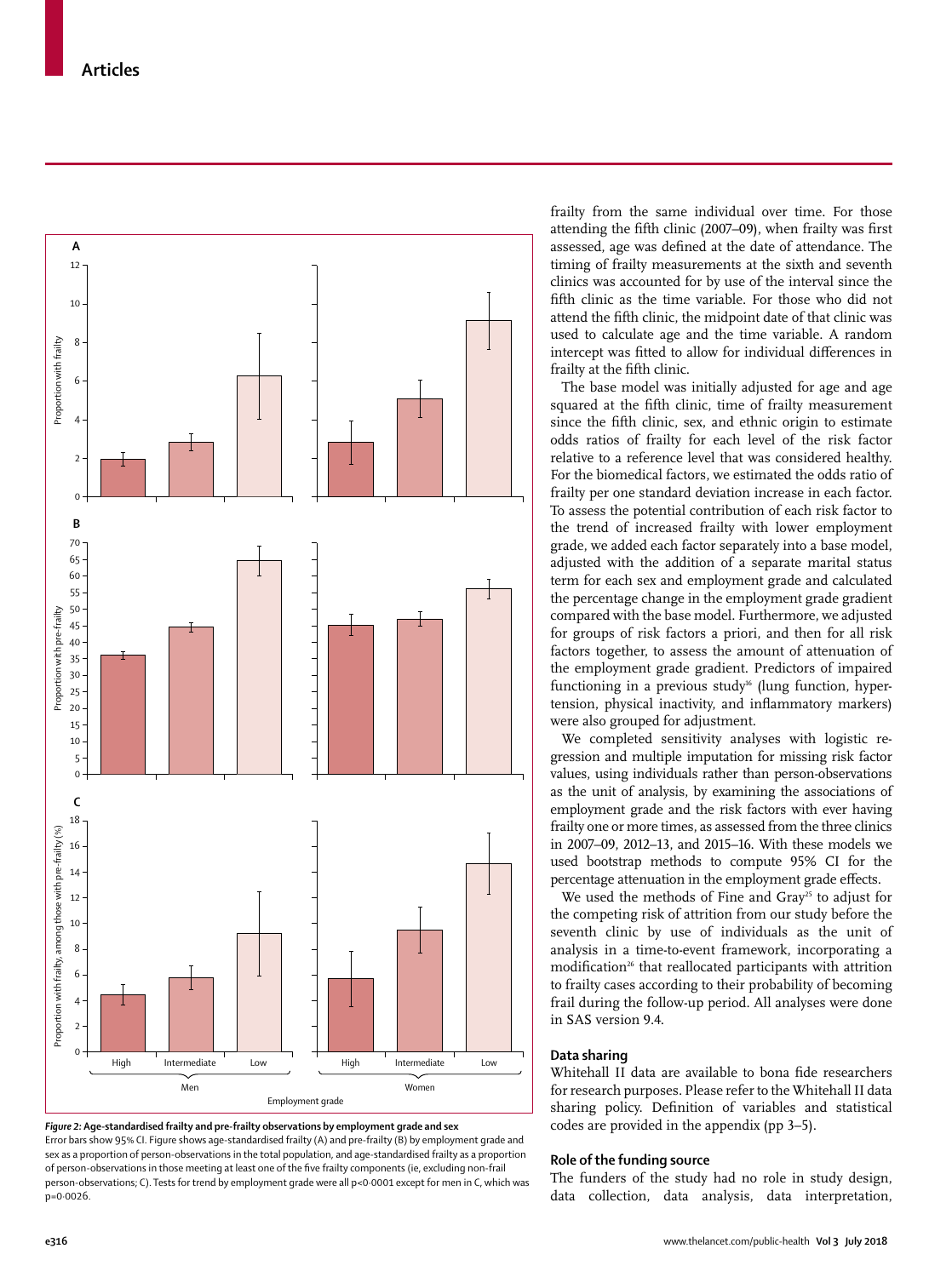A

Proportion with frailty

12
10
8
6
4
2
0

B

Proportion with pre-frailty

70
65
60
55
50
45
40
35
30
25
20
15
10
5
0

C

Proportion with frailty, among those with pre-frailty (%)

18
16
14
12
10
8
6
4
2
0

High Intermediate Low

Men

High Intermediate Low

Women

Employment grade

*Figure 2:* **Age-standardised frailty and pre-frailty observations by employment grade and sex**

Error bars show 95% CI. Figure shows age-standardised frailty (A) and pre-frailty (B) by employment grade and sex as a proportion of person-observations in the total population, and age-standardised frailty as a proportion of person-observations in those meeting at least one of the five frailty components (ie, excluding non-frail person-observations; C). Tests for trend by employment grade were all p<0·0001 except for men in C, which was p=0·0026.

frailty from the same individual over time. For those attending the fifth clinic (2007–09), when frailty was first assessed, age was defined at the date of attendance. The timing of frailty measurements at the sixth and seventh clinics was accounted for by use of the interval since the fifth clinic as the time variable. For those who did not attend the fifth clinic, the midpoint date of that clinic was used to calculate age and the time variable. A random intercept was fitted to allow for individual differences in frailty at the fifth clinic.

The base model was initially adjusted for age and age squared at the fifth clinic, time of frailty measurement since the fifth clinic, sex, and ethnic origin to estimate odds ratios of frailty for each level of the risk factor relative to a reference level that was considered healthy. For the biomedical factors, we estimated the odds ratio of frailty per one standard deviation increase in each factor. To assess the potential contribution of each risk factor to the trend of increased frailty with lower employment grade, we added each factor separately into a base model, adjusted with the addition of a separate marital status term for each sex and employment grade and calculated the percentage change in the employment grade gradient compared with the base model. Furthermore, we adjusted for groups of risk factors a priori, and then for all risk factors together, to assess the amount of attenuation of the employment grade gradient. Predictors of impaired functioning in a previous study[16] (lung function, hypertension, physical inactivity, and inflammatory markers) were also grouped for adjustment.

We completed sensitivity analyses with logistic regression and multiple imputation for missing risk factor values, using individuals rather than person-observations as the unit of analysis, by examining the associations of employment grade and the risk factors with ever having frailty one or more times, as assessed from the three clinics in 2007–09, 2012–13, and 2015–16. With these models we used bootstrap methods to compute 95% CI for the percentage attenuation in the employment grade effects.

We used the methods of Fine and Gray[25] to adjust for the competing risk of attrition from our study before the seventh clinic by use of individuals as the unit of analysis in a time-to-event framework, incorporating a modification[26] that reallocated participants with attrition to frailty cases according to their probability of becoming frail during the follow-up period. All analyses were done in SAS version 9.4.

## Data sharing

Whitehall II data are available to bona fide researchers for research purposes. Please refer to the Whitehall II data sharing policy. Definition of variables and statistical codes are provided in the appendix (pp 3–5).

## Role of the funding source

The funders of the study had no role in study design, data collection, data analysis, data interpretation,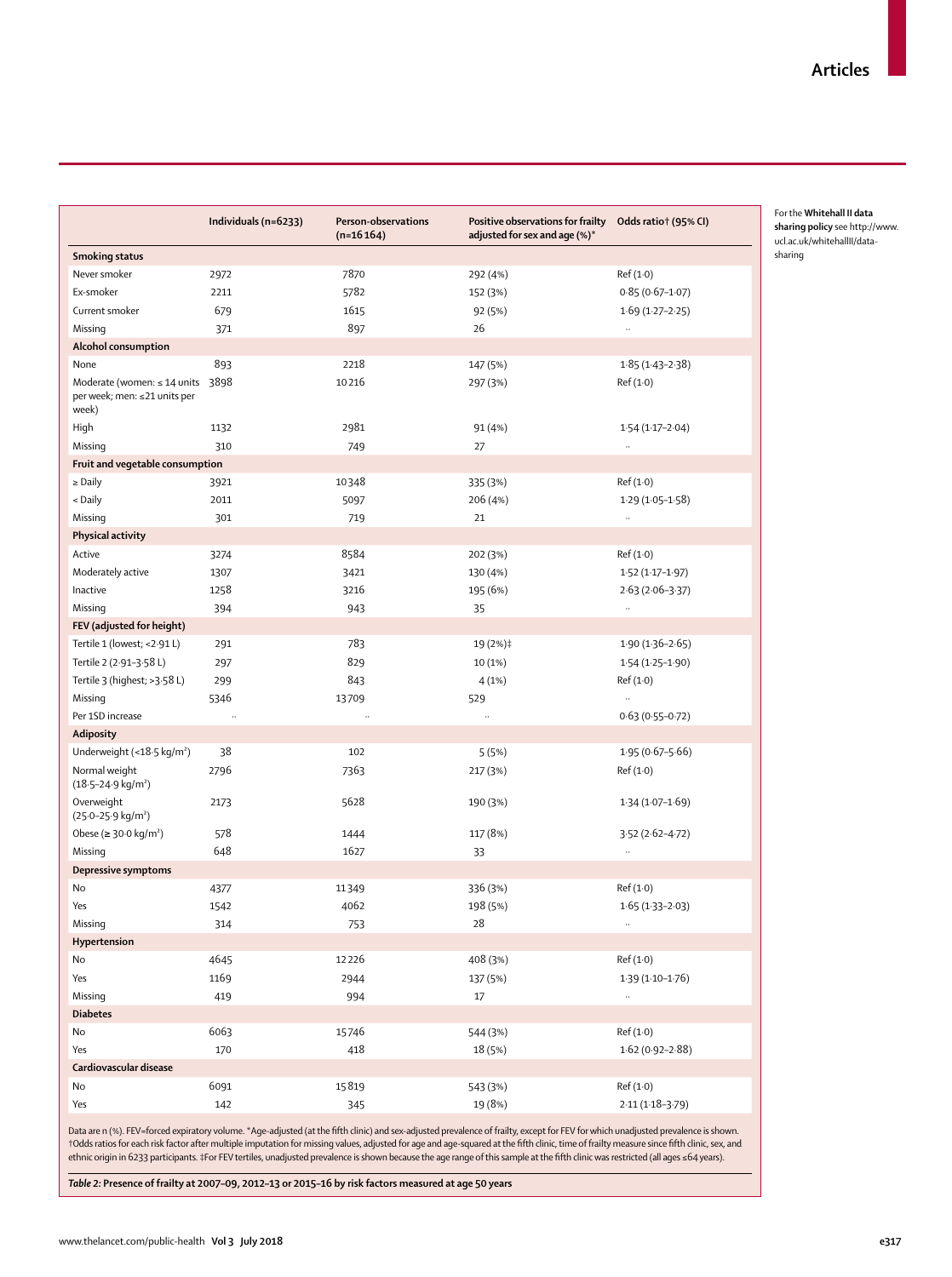| | Individuals (n=6233) | Person-observations (n=16 164) | Positive observations for frailty adjusted for sex and age (%)* | Odds ratio† (95% CI) |
|---|---|---|---|---|
| **Smoking status** | | | | |
| Never smoker | 2972 | 7870 | 292 (4%) | Ref (1·0) |
| Ex-smoker | 2211 | 5782 | 152 (3%) | 0·85 (0·67–1·07) |
| Current smoker | 679 | 1615 | 92 (5%) | 1·69 (1·27–2·25) |
| Missing | 371 | 897 | 26 | .. |
| **Alcohol consumption** | | | | |
| None | 893 | 2218 | 147 (5%) | 1·85 (1·43–2·38) |
| Moderate (women: ≤ 14 units per week; men: ≤21 units per week) | 3898 | 10 216 | 297 (3%) | Ref (1·0) |
| High | 1132 | 2981 | 91 (4%) | 1·54 (1·17–2·04) |
| Missing | 310 | 749 | 27 | .. |
| **Fruit and vegetable consumption** | | | | |
| ≥ Daily | 3921 | 10 348 | 335 (3%) | Ref (1·0) |
| < Daily | 2011 | 5097 | 206 (4%) | 1·29 (1·05–1·58) |
| Missing | 301 | 719 | 21 | .. |
| **Physical activity** | | | | |
| Active | 3274 | 8584 | 202 (3%) | Ref (1·0) |
| Moderately active | 1307 | 3421 | 130 (4%) | 1·52 (1·17–1·97) |
| Inactive | 1258 | 3216 | 195 (6%) | 2·63 (2·06–3·37) |
| Missing | 394 | 943 | 35 | .. |
| **FEV (adjusted for height)** | | | | |
| Tertile 1 (lowest; <2·91 L) | 291 | 783 | 19 (2%)‡ | 1·90 (1·36–2·65) |
| Tertile 2 (2·91–3·58 L) | 297 | 829 | 10 (1%) | 1·54 (1·25–1·90) |
| Tertile 3 (highest; >3·58 L) | 299 | 843 | 4 (1%) | Ref (1·0) |
| Missing | 5346 | 13 709 | 529 | .. |
| Per 1SD increase | .. | .. | .. | 0·63 (0·55–0·72) |
| **Adiposity** | | | | |
| Underweight (<18·5 kg/m²) | 38 | 102 | 5 (5%) | 1·95 (0·67–5·66) |
| Normal weight (18·5–24·9 kg/m²) | 2796 | 7363 | 217 (3%) | Ref (1·0) |
| Overweight (25·0–25·9 kg/m²) | 2173 | 5628 | 190 (3%) | 1·34 (1·07–1·69) |
| Obese (≥ 30·0 kg/m²) | 578 | 1444 | 117 (8%) | 3·52 (2·62–4·72) |
| Missing | 648 | 1627 | 33 | .. |
| **Depressive symptoms** | | | | |
| No | 4377 | 11 349 | 336 (3%) | Ref (1·0) |
| Yes | 1542 | 4062 | 198 (5%) | 1·65 (1·33–2·03) |
| Missing | 314 | 753 | 28 | .. |
| **Hypertension** | | | | |
| No | 4645 | 12 226 | 408 (3%) | Ref (1·0) |
| Yes | 1169 | 2944 | 137 (5%) | 1·39 (1·10–1·76) |
| Missing | 419 | 994 | 17 | .. |
| **Diabetes** | | | | |
| No | 6063 | 15 746 | 544 (3%) | Ref (1·0) |
| Yes | 170 | 418 | 18 (5%) | 1·62 (0·92–2·88) |
| **Cardiovascular disease** | | | | |
| No | 6091 | 15 819 | 543 (3%) | Ref (1·0) |
| Yes | 142 | 345 | 19 (8%) | 2·11 (1·18–3·79) |

Data are n (%). FEV=forced expiratory volume. *Age-adjusted (at the fifth clinic) and sex-adjusted prevalence of frailty, except for FEV for which unadjusted prevalence is shown. †Odds ratios for each risk factor after multiple imputation for missing values, adjusted for age and age-squared at the fifth clinic, time of frailty measure since fifth clinic, sex, and ethnic origin in 6233 participants. ‡For FEV tertiles, unadjusted prevalence is shown because the age range of this sample at the fifth clinic was restricted (all ages ≤64 years).

*Table 2:* **Presence of frailty at 2007–09, 2012–13 or 2015–16 by risk factors measured at age 50 years**

For the **Whitehall II data sharing policy** see http://www.ucl.ac.uk/whitehallII/data-sharing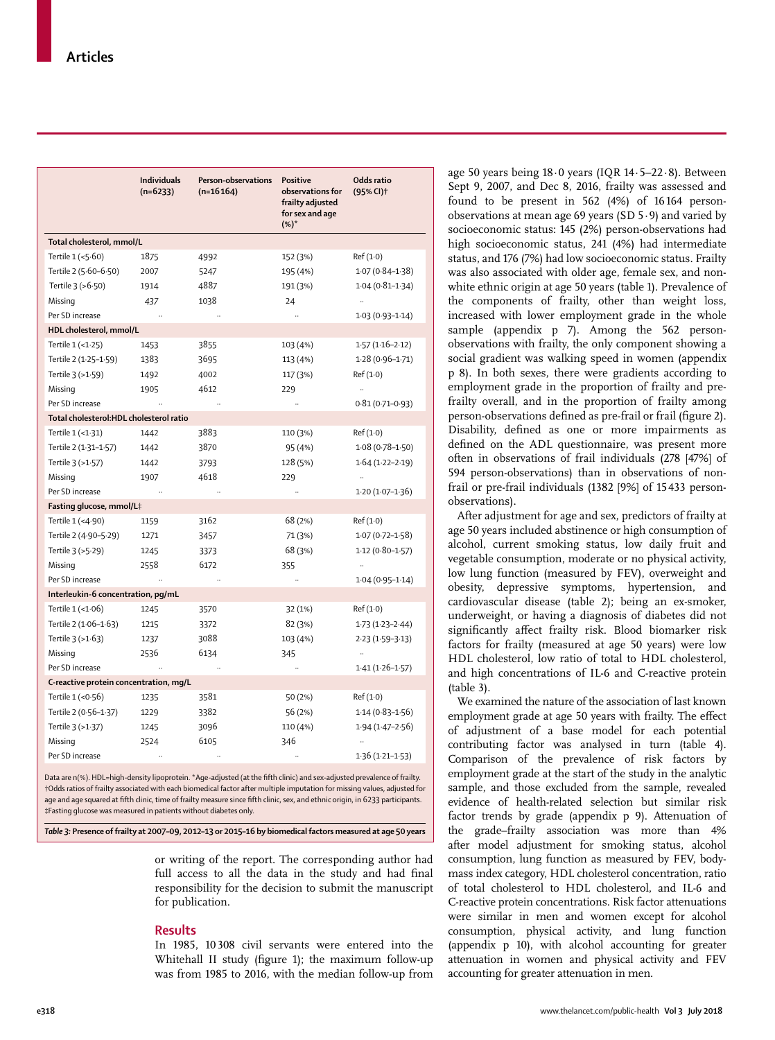| | Individuals (n=6233) | Person-observations (n=16 164) | Positive observations for frailty adjusted for sex and age (%)* | Odds ratio (95% CI)† |
|---|---|---|---|---|
| **Total cholesterol, mmol/L** | | | | |
| Tertile 1 (<5·60) | 1875 | 4992 | 152 (3%) | Ref (1·0) |
| Tertile 2 (5·60–6·50) | 2007 | 5247 | 195 (4%) | 1·07 (0·84–1·38) |
| Tertile 3 (>6·50) | 1914 | 4887 | 191 (3%) | 1·04 (0·81–1·34) |
| Missing | 437 | 1038 | 24 | .. |
| Per SD increase | .. | .. | .. | 1·03 (0·93–1·14) |
| **HDL cholesterol, mmol/L** | | | | |
| Tertile 1 (<1·25) | 1453 | 3855 | 103 (4%) | 1·57 (1·16–2·12) |
| Tertile 2 (1·25–1·59) | 1383 | 3695 | 113 (4%) | 1·28 (0·96–1·71) |
| Tertile 3 (>1·59) | 1492 | 4002 | 117 (3%) | Ref (1·0) |
| Missing | 1905 | 4612 | 229 | .. |
| Per SD increase | .. | .. | .. | 0·81 (0·71–0·93) |
| **Total cholesterol:HDL cholesterol ratio** | | | | |
| Tertile 1 (<1·31) | 1442 | 3883 | 110 (3%) | Ref (1·0) |
| Tertile 2 (1·31–1·57) | 1442 | 3870 | 95 (4%) | 1·08 (0·78–1·50) |
| Tertile 3 (>1·57) | 1442 | 3793 | 128 (5%) | 1·64 (1·22–2·19) |
| Missing | 1907 | 4618 | 229 | .. |
| Per SD increase | .. | .. | .. | 1·20 (1·07–1·36) |
| **Fasting glucose, mmol/L‡** | | | | |
| Tertile 1 (<4·90) | 1159 | 3162 | 68 (2%) | Ref (1·0) |
| Tertile 2 (4·90–5·29) | 1271 | 3457 | 71 (3%) | 1·07 (0·72–1·58) |
| Tertile 3 (>5·29) | 1245 | 3373 | 68 (3%) | 1·12 (0·80–1·57) |
| Missing | 2558 | 6172 | 355 | .. |
| Per SD increase | .. | .. | .. | 1·04 (0·95–1·14) |
| **Interleukin-6 concentration, pg/mL** | | | | |
| Tertile 1 (<1·06) | 1245 | 3570 | 32 (1%) | Ref (1·0) |
| Tertile 2 (1·06–1·63) | 1215 | 3372 | 82 (3%) | 1·73 (1·23–2·44) |
| Tertile 3 (>1·63) | 1237 | 3088 | 103 (4%) | 2·23 (1·59–3·13) |
| Missing | 2536 | 6134 | 345 | .. |
| Per SD increase | .. | .. | .. | 1·41 (1·26–1·57) |
| **C-reactive protein concentration, mg/L** | | | | |
| Tertile 1 (<0·56) | 1235 | 3581 | 50 (2%) | Ref (1·0) |
| Tertile 2 (0·56–1·37) | 1229 | 3382 | 56 (2%) | 1·14 (0·83–1·56) |
| Tertile 3 (>1·37) | 1245 | 3096 | 110 (4%) | 1·94 (1·47–2·56) |
| Missing | 2524 | 6105 | 346 | .. |
| Per SD increase | .. | .. | .. | 1·36 (1·21–1·53) |

Data are n(%). HDL=high-density lipoprotein. *Age-adjusted (at the fifth clinic) and sex-adjusted prevalence of frailty. †Odds ratios of frailty associated with each biomedical factor after multiple imputation for missing values, adjusted for age and age squared at fifth clinic, time of frailty measure since fifth clinic, sex, and ethnic origin, in 6233 participants. ‡Fasting glucose was measured in patients without diabetes only.

*Table 3:* **Presence of frailty at 2007–09, 2012–13 or 2015–16 by biomedical factors measured at age 50 years**

or writing of the report. The corresponding author had full access to all the data in the study and had final responsibility for the decision to submit the manuscript for publication.

## Results

In 1985, 10 308 civil servants were entered into the Whitehall II study (figure 1); the maximum follow-up was from 1985 to 2016, with the median follow-up from age 50 years being 18·0 years (IQR 14·5–22·8). Between Sept 9, 2007, and Dec 8, 2016, frailty was assessed and found to be present in 562 (4%) of 16 164 person-observations at mean age 69 years (SD 5·9) and varied by socioeconomic status: 145 (2%) person-observations had high socioeconomic status, 241 (4%) had intermediate status, and 176 (7%) had low socioeconomic status. Frailty was also associated with older age, female sex, and non-white ethnic origin at age 50 years (table 1). Prevalence of the components of frailty, other than weight loss, increased with lower employment grade in the whole sample (appendix p 7). Among the 562 person-observations with frailty, the only component showing a social gradient was walking speed in women (appendix p 8). In both sexes, there were gradients according to employment grade in the proportion of frailty and pre-frailty overall, and in the proportion of frailty among person-observations defined as pre-frail or frail (figure 2). Disability, defined as one or more impairments as defined on the ADL questionnaire, was present more often in observations of frail individuals (278 [47%] of 594 person-observations) than in observations of non-frail or pre-frail individuals (1382 [9%] of 15 433 person-observations).

After adjustment for age and sex, predictors of frailty at age 50 years included abstinence or high consumption of alcohol, current smoking status, low daily fruit and vegetable consumption, moderate or no physical activity, low lung function (measured by FEV), overweight and obesity, depressive symptoms, hypertension, and cardiovascular disease (table 2); being an ex-smoker, underweight, or having a diagnosis of diabetes did not significantly affect frailty risk. Blood biomarker risk factors for frailty (measured at age 50 years) were low HDL cholesterol, low ratio of total to HDL cholesterol, and high concentrations of IL-6 and C-reactive protein (table 3).

We examined the nature of the association of last known employment grade at age 50 years with frailty. The effect of adjustment of a base model for each potential contributing factor was analysed in turn (table 4). Comparison of the prevalence of risk factors by employment grade at the start of the study in the analytic sample, and those excluded from the sample, revealed evidence of health-related selection but similar risk factor trends by grade (appendix p 9). Attenuation of the grade–frailty association was more than 4% after model adjustment for smoking status, alcohol consumption, lung function as measured by FEV, body-mass index category, HDL cholesterol concentration, ratio of total cholesterol to HDL cholesterol, and IL-6 and C-reactive protein concentrations. Risk factor attenuations were similar in men and women except for alcohol consumption, physical activity, and lung function (appendix p 10), with alcohol accounting for greater attenuation in women and physical activity and FEV accounting for greater attenuation in men.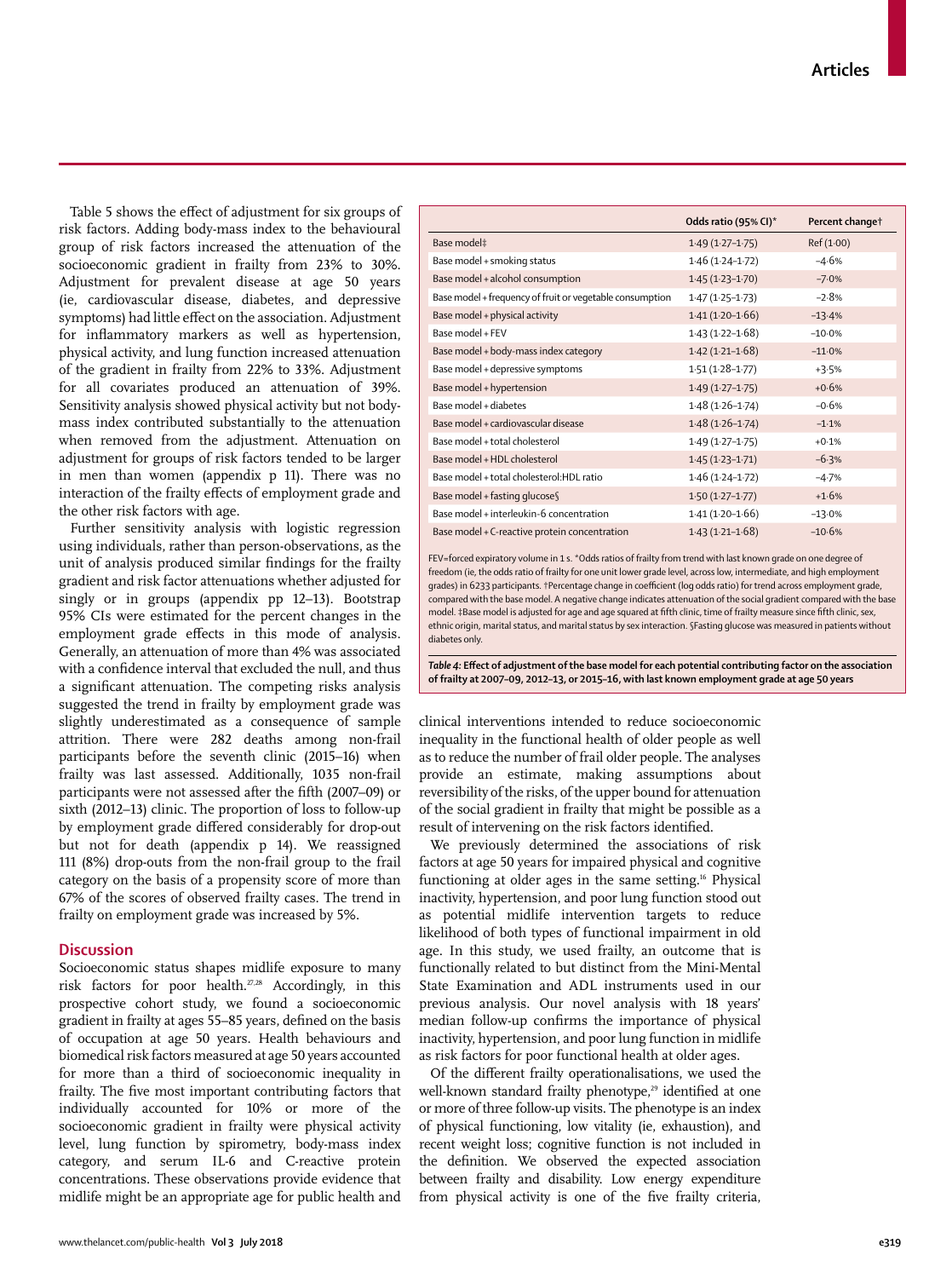Table 5 shows the effect of adjustment for six groups of risk factors. Adding body-mass index to the behavioural group of risk factors increased the attenuation of the socioeconomic gradient in frailty from 23% to 30%. Adjustment for prevalent disease at age 50 years (ie, cardiovascular disease, diabetes, and depressive symptoms) had little effect on the association. Adjustment for inflammatory markers as well as hypertension, physical activity, and lung function increased attenuation of the gradient in frailty from 22% to 33%. Adjustment for all covariates produced an attenuation of 39%. Sensitivity analysis showed physical activity but not body-mass index contributed substantially to the attenuation when removed from the adjustment. Attenuation on adjustment for groups of risk factors tended to be larger in men than women (appendix p 11). There was no interaction of the frailty effects of employment grade and the other risk factors with age.

Further sensitivity analysis with logistic regression using individuals, rather than person-observations, as the unit of analysis produced similar findings for the frailty gradient and risk factor attenuations whether adjusted for singly or in groups (appendix pp 12–13). Bootstrap 95% CIs were estimated for the percent changes in the employment grade effects in this mode of analysis. Generally, an attenuation of more than 4% was associated with a confidence interval that excluded the null, and thus a significant attenuation. The competing risks analysis suggested the trend in frailty by employment grade was slightly underestimated as a consequence of sample attrition. There were 282 deaths among non-frail participants before the seventh clinic (2015–16) when frailty was last assessed. Additionally, 1035 non-frail participants were not assessed after the fifth (2007–09) or sixth (2012–13) clinic. The proportion of loss to follow-up by employment grade differed considerably for drop-out but not for death (appendix p 14). We reassigned 111 (8%) drop-outs from the non-frail group to the frail category on the basis of a propensity score of more than 67% of the scores of observed frailty cases. The trend in frailty on employment grade was increased by 5%.

|  | Odds ratio (95% CI)* | Percent change† |
|---|---|---|
| Base model‡ | 1·49 (1·27–1·75) | Ref (1·00) |
| Base model + smoking status | 1·46 (1·24–1·72) | –4·6% |
| Base model + alcohol consumption | 1·45 (1·23–1·70) | –7·0% |
| Base model + frequency of fruit or vegetable consumption | 1·47 (1·25–1·73) | –2·8% |
| Base model + physical activity | 1·41 (1·20–1·66) | –13·4% |
| Base model + FEV | 1·43 (1·22–1·68) | –10·0% |
| Base model + body-mass index category | 1·42 (1·21–1·68) | –11·0% |
| Base model + depressive symptoms | 1·51 (1·28–1·77) | +3·5% |
| Base model + hypertension | 1·49 (1·27–1·75) | +0·6% |
| Base model + diabetes | 1·48 (1·26–1·74) | –0·6% |
| Base model + cardiovascular disease | 1·48 (1·26–1·74) | –1·1% |
| Base model + total cholesterol | 1·49 (1·27–1·75) | +0·1% |
| Base model + HDL cholesterol | 1·45 (1·23–1·71) | –6·3% |
| Base model + total cholesterol:HDL ratio | 1·46 (1·24–1·72) | –4·7% |
| Base model + fasting glucose§ | 1·50 (1·27–1·77) | +1·6% |
| Base model + interleukin-6 concentration | 1·41 (1·20–1·66) | –13·0% |
| Base model + C-reactive protein concentration | 1·43 (1·21–1·68) | –10·6% |

FEV=forced expiratory volume in 1 s. *Odds ratios of frailty from trend with last known grade on one degree of freedom (ie, the odds ratio of frailty for one unit lower grade level, across low, intermediate, and high employment grades) in 6233 participants. †Percentage change in coefficient (log odds ratio) for trend across employment grade, compared with the base model. A negative change indicates attenuation of the social gradient compared with the base model. ‡Base model is adjusted for age and age squared at fifth clinic, time of frailty measure since fifth clinic, sex, ethnic origin, marital status, and marital status by sex interaction. §Fasting glucose was measured in patients without diabetes only.

*Table 4:* **Effect of adjustment of the base model for each potential contributing factor on the association of frailty at 2007–09, 2012–13, or 2015–16, with last known employment grade at age 50 years**

## Discussion

Socioeconomic status shapes midlife exposure to many risk factors for poor health.[27,28] Accordingly, in this prospective cohort study, we found a socioeconomic gradient in frailty at ages 55–85 years, defined on the basis of occupation at age 50 years. Health behaviours and biomedical risk factors measured at age 50 years accounted for more than a third of socioeconomic inequality in frailty. The five most important contributing factors that individually accounted for 10% or more of the socioeconomic gradient in frailty were physical activity level, lung function by spirometry, body-mass index category, and serum IL-6 and C-reactive protein concentrations. These observations provide evidence that midlife might be an appropriate age for public health and clinical interventions intended to reduce socioeconomic inequality in the functional health of older people as well as to reduce the number of frail older people. The analyses provide an estimate, making assumptions about reversibility of the risks, of the upper bound for attenuation of the social gradient in frailty that might be possible as a result of intervening on the risk factors identified.

We previously determined the associations of risk factors at age 50 years for impaired physical and cognitive functioning at older ages in the same setting.[16] Physical inactivity, hypertension, and poor lung function stood out as potential midlife intervention targets to reduce likelihood of both types of functional impairment in old age. In this study, we used frailty, an outcome that is functionally related to but distinct from the Mini-Mental State Examination and ADL instruments used in our previous analysis. Our novel analysis with 18 years' median follow-up confirms the importance of physical inactivity, hypertension, and poor lung function in midlife as risk factors for poor functional health at older ages.

Of the different frailty operationalisations, we used the well-known standard frailty phenotype,[29] identified at one or more of three follow-up visits. The phenotype is an index of physical functioning, low vitality (ie, exhaustion), and recent weight loss; cognitive function is not included in the definition. We observed the expected association between frailty and disability. Low energy expenditure from physical activity is one of the five frailty criteria,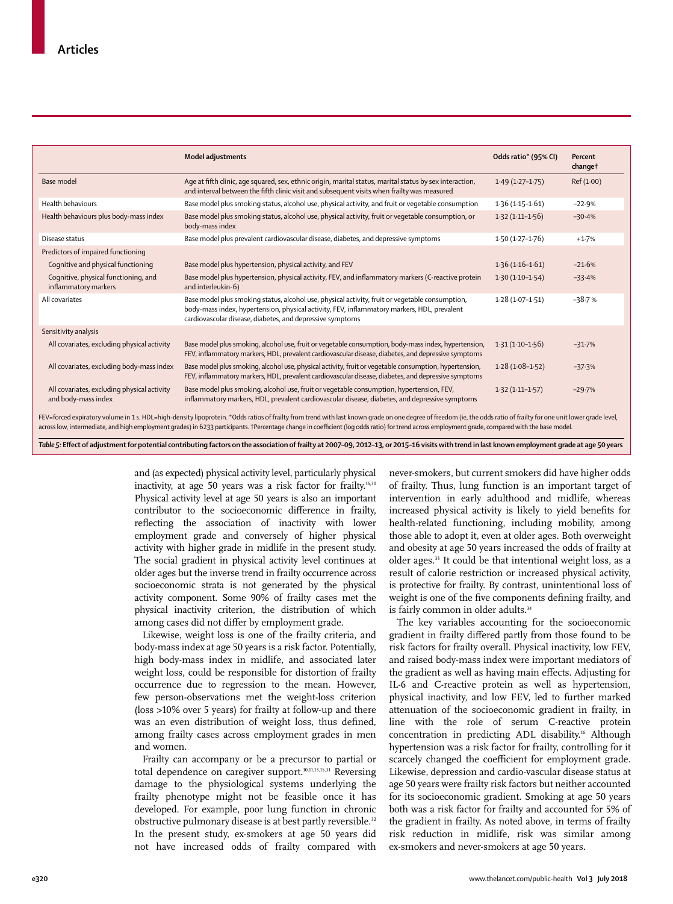| | Model adjustments | Odds ratio* (95% CI) | Percent change† |
|---|---|---|---|
| Base model | Age at fifth clinic, age squared, sex, ethnic origin, marital status, marital status by sex interaction, and interval between the fifth clinic visit and subsequent visits when frailty was measured | 1·49 (1·27–1·75) | Ref (1·00) |
| Health behaviours | Base model plus smoking status, alcohol use, physical activity, and fruit or vegetable consumption | 1·36 (1·15–1·61) | −22·9% |
| Health behaviours plus body-mass index | Base model plus smoking status, alcohol use, physical activity, fruit or vegetable consumption, or body-mass index | 1·32 (1·11–1·56) | −30·4% |
| Disease status | Base model plus prevalent cardiovascular disease, diabetes, and depressive symptoms | 1·50 (1·27–1·76) | +1·7% |
| Predictors of impaired functioning | | | |
| Cognitive and physical functioning | Base model plus hypertension, physical activity, and FEV | 1·36 (1·16–1·61) | −21·6% |
| Cognitive, physical functioning, and inflammatory markers | Base model plus hypertension, physical activity, FEV, and inflammatory markers (C-reactive protein and interleukin-6) | 1·30 (1·10–1·54) | −33·4% |
| All covariates | Base model plus smoking status, alcohol use, physical activity, fruit or vegetable consumption, body-mass index, hypertension, physical activity, FEV, inflammatory markers, HDL, prevalent cardiovascular disease, diabetes, and depressive symptoms | 1·28 (1·07–1·51) | −38·7 % |
| Sensitivity analysis | | | |
| All covariates, excluding physical activity | Base model plus smoking, alcohol use, fruit or vegetable consumption, body-mass index, hypertension, FEV, inflammatory markers, HDL, prevalent cardiovascular disease, diabetes, and depressive symptoms | 1·31 (1·10–1·56) | −31·7% |
| All covariates, excluding body-mass index | Base model plus smoking, alcohol use, physical activity, fruit or vegetable consumption, hypertension, FEV, inflammatory markers, HDL, prevalent cardiovascular disease, diabetes, and depressive symptoms | 1·28 (1·08–1·52) | −37·3% |
| All covariates, excluding physical activity and body-mass index | Base model plus smoking, alcohol use, fruit or vegetable consumption, hypertension, FEV, inflammatory markers, HDL, prevalent cardiovascular disease, diabetes, and depressive symptoms | 1·32 (1·11–1·57) | −29·7% |

FEV=forced expiratory volume in 1 s. HDL=high-density lipoprotein. *Odds ratios of frailty from trend with last known grade on one degree of freedom (ie, the odds ratio of frailty for one unit lower grade level, across low, intermediate, and high employment grades) in 6233 participants. †Percentage change in coefficient (log odds ratio) for trend across employment grade, compared with the base model.

*Table 5:* **Effect of adjustment for potential contributing factors on the association of frailty at 2007–09, 2012–13, or 2015–16 visits with trend in last known employment grade at age 50 years**

and (as expected) physical activity level, particularly physical inactivity, at age 50 years was a risk factor for frailty.[16,30] Physical activity level at age 50 years is also an important contributor to the socioeconomic difference in frailty, reflecting the association of inactivity with lower employment grade and conversely of higher physical activity with higher grade in midlife in the present study. The social gradient in physical activity level continues at older ages but the inverse trend in frailty occurrence across socioeconomic strata is not generated by the physical activity component. Some 90% of frailty cases met the physical inactivity criterion, the distribution of which among cases did not differ by employment grade.

Likewise, weight loss is one of the frailty criteria, and body-mass index at age 50 years is a risk factor. Potentially, high body-mass index in midlife, and associated later weight loss, could be responsible for distortion of frailty occurrence due to regression to the mean. However, few person-observations met the weight-loss criterion (loss >10% over 5 years) for frailty at follow-up and there was an even distribution of weight loss, thus defined, among frailty cases across employment grades in men and women.

Frailty can accompany or be a precursor to partial or total dependence on caregiver support.[10,11,13,15,31] Reversing damage to the physiological systems underlying the frailty phenotype might not be feasible once it has developed. For example, poor lung function in chronic obstructive pulmonary disease is at best partly reversible.[32] In the present study, ex-smokers at age 50 years did not have increased odds of frailty compared with never-smokers, but current smokers did have higher odds of frailty. Thus, lung function is an important target of intervention in early adulthood and midlife, whereas increased physical activity is likely to yield benefits for health-related functioning, including mobility, among those able to adopt it, even at older ages. Both overweight and obesity at age 50 years increased the odds of frailty at older ages.[33] It could be that intentional weight loss, as a result of calorie restriction or increased physical activity, is protective for frailty. By contrast, unintentional loss of weight is one of the five components defining frailty, and is fairly common in older adults.[34]

The key variables accounting for the socioeconomic gradient in frailty differed partly from those found to be risk factors for frailty overall. Physical inactivity, low FEV, and raised body-mass index were important mediators of the gradient as well as having main effects. Adjusting for IL-6 and C-reactive protein as well as hypertension, physical inactivity, and low FEV, led to further marked attenuation of the socioeconomic gradient in frailty, in line with the role of serum C-reactive protein concentration in predicting ADL disability.[16] Although hypertension was a risk factor for frailty, controlling for it scarcely changed the coefficient for employment grade. Likewise, depression and cardio-vascular disease status at age 50 years were frailty risk factors but neither accounted for its socioeconomic gradient. Smoking at age 50 years both was a risk factor for frailty and accounted for 5% of the gradient in frailty. As noted above, in terms of frailty risk reduction in midlife, risk was similar among ex-smokers and never-smokers at age 50 years.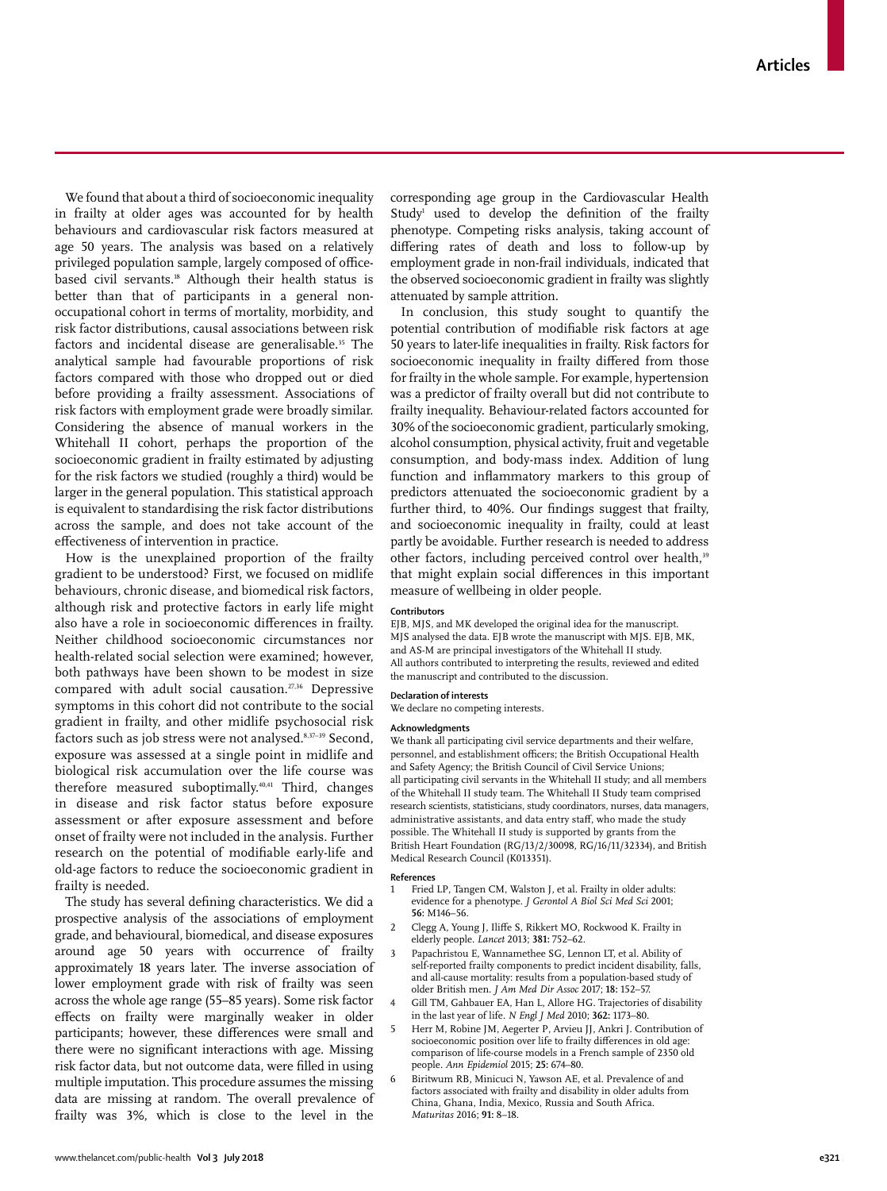We found that about a third of socioeconomic inequality in frailty at older ages was accounted for by health behaviours and cardiovascular risk factors measured at age 50 years. The analysis was based on a relatively privileged population sample, largely composed of office-based civil servants.[18] Although their health status is better than that of participants in a general non-occupational cohort in terms of mortality, morbidity, and risk factor distributions, causal associations between risk factors and incidental disease are generalisable.[35] The analytical sample had favourable proportions of risk factors compared with those who dropped out or died before providing a frailty assessment. Associations of risk factors with employment grade were broadly similar. Considering the absence of manual workers in the Whitehall II cohort, perhaps the proportion of the socioeconomic gradient in frailty estimated by adjusting for the risk factors we studied (roughly a third) would be larger in the general population. This statistical approach is equivalent to standardising the risk factor distributions across the sample, and does not take account of the effectiveness of intervention in practice.

How is the unexplained proportion of the frailty gradient to be understood? First, we focused on midlife behaviours, chronic disease, and biomedical risk factors, although risk and protective factors in early life might also have a role in socioeconomic differences in frailty. Neither childhood socioeconomic circumstances nor health-related social selection were examined; however, both pathways have been shown to be modest in size compared with adult social causation.[27,36] Depressive symptoms in this cohort did not contribute to the social gradient in frailty, and other midlife psychosocial risk factors such as job stress were not analysed.[8,37–39] Second, exposure was assessed at a single point in midlife and biological risk accumulation over the life course was therefore measured suboptimally.[40,41] Third, changes in disease and risk factor status before exposure assessment or after exposure assessment and before onset of frailty were not included in the analysis. Further research on the potential of modifiable early-life and old-age factors to reduce the socioeconomic gradient in frailty is needed.

The study has several defining characteristics. We did a prospective analysis of the associations of employment grade, and behavioural, biomedical, and disease exposures around age 50 years with occurrence of frailty approximately 18 years later. The inverse association of lower employment grade with risk of frailty was seen across the whole age range (55–85 years). Some risk factor effects on frailty were marginally weaker in older participants; however, these differences were small and there were no significant interactions with age. Missing risk factor data, but not outcome data, were filled in using multiple imputation. This procedure assumes the missing data are missing at random. The overall prevalence of frailty was 3%, which is close to the level in the corresponding age group in the Cardiovascular Health Study[1] used to develop the definition of the frailty phenotype. Competing risks analysis, taking account of differing rates of death and loss to follow-up by employment grade in non-frail individuals, indicated that the observed socioeconomic gradient in frailty was slightly attenuated by sample attrition.

In conclusion, this study sought to quantify the potential contribution of modifiable risk factors at age 50 years to later-life inequalities in frailty. Risk factors for socioeconomic inequality in frailty differed from those for frailty in the whole sample. For example, hypertension was a predictor of frailty overall but did not contribute to frailty inequality. Behaviour-related factors accounted for 30% of the socioeconomic gradient, particularly smoking, alcohol consumption, physical activity, fruit and vegetable consumption, and body-mass index. Addition of lung function and inflammatory markers to this group of predictors attenuated the socioeconomic gradient by a further third, to 40%. Our findings suggest that frailty, and socioeconomic inequality in frailty, could at least partly be avoidable. Further research is needed to address other factors, including perceived control over health,[39] that might explain social differences in this important measure of wellbeing in older people.

#### Contributors

EJB, MJS, and MK developed the original idea for the manuscript. MJS analysed the data. EJB wrote the manuscript with MJS. EJB, MK, and AS-M are principal investigators of the Whitehall II study. All authors contributed to interpreting the results, reviewed and edited the manuscript and contributed to the discussion.

#### Declaration of interests

We declare no competing interests.

#### Acknowledgments

We thank all participating civil service departments and their welfare, personnel, and establishment officers; the British Occupational Health and Safety Agency; the British Council of Civil Service Unions; all participating civil servants in the Whitehall II study; and all members of the Whitehall II study team. The Whitehall II Study team comprised research scientists, statisticians, study coordinators, nurses, data managers, administrative assistants, and data entry staff, who made the study possible. The Whitehall II study is supported by grants from the British Heart Foundation (RG/13/2/30098, RG/16/11/32334), and British Medical Research Council (K013351).

#### References

1. Fried LP, Tangen CM, Walston J, et al. Frailty in older adults: evidence for a phenotype. *J Gerontol A Biol Sci Med Sci* 2001; **56:** M146–56.
2. Clegg A, Young J, Iliffe S, Rikkert MO, Rockwood K. Frailty in elderly people. *Lancet* 2013; **381:** 752–62.
3. Papachristou E, Wannamethee SG, Lennon LT, et al. Ability of self-reported frailty components to predict incident disability, falls, and all-cause mortality: results from a population-based study of older British men. *J Am Med Dir Assoc* 2017; **18:** 152–57.
4. Gill TM, Gahbauer EA, Han L, Allore HG. Trajectories of disability in the last year of life. *N Engl J Med* 2010; **362:** 1173–80.
5. Herr M, Robine JM, Aegerter P, Arvieu JJ, Ankri J. Contribution of socioeconomic position over life to frailty differences in old age: comparison of life-course models in a French sample of 2350 old people. *Ann Epidemiol* 2015; **25:** 674–80.
6. Biritwum RB, Minicuci N, Yawson AE, et al. Prevalence of and factors associated with frailty and disability in older adults from China, Ghana, India, Mexico, Russia and South Africa. *Maturitas* 2016; **91:** 8–18.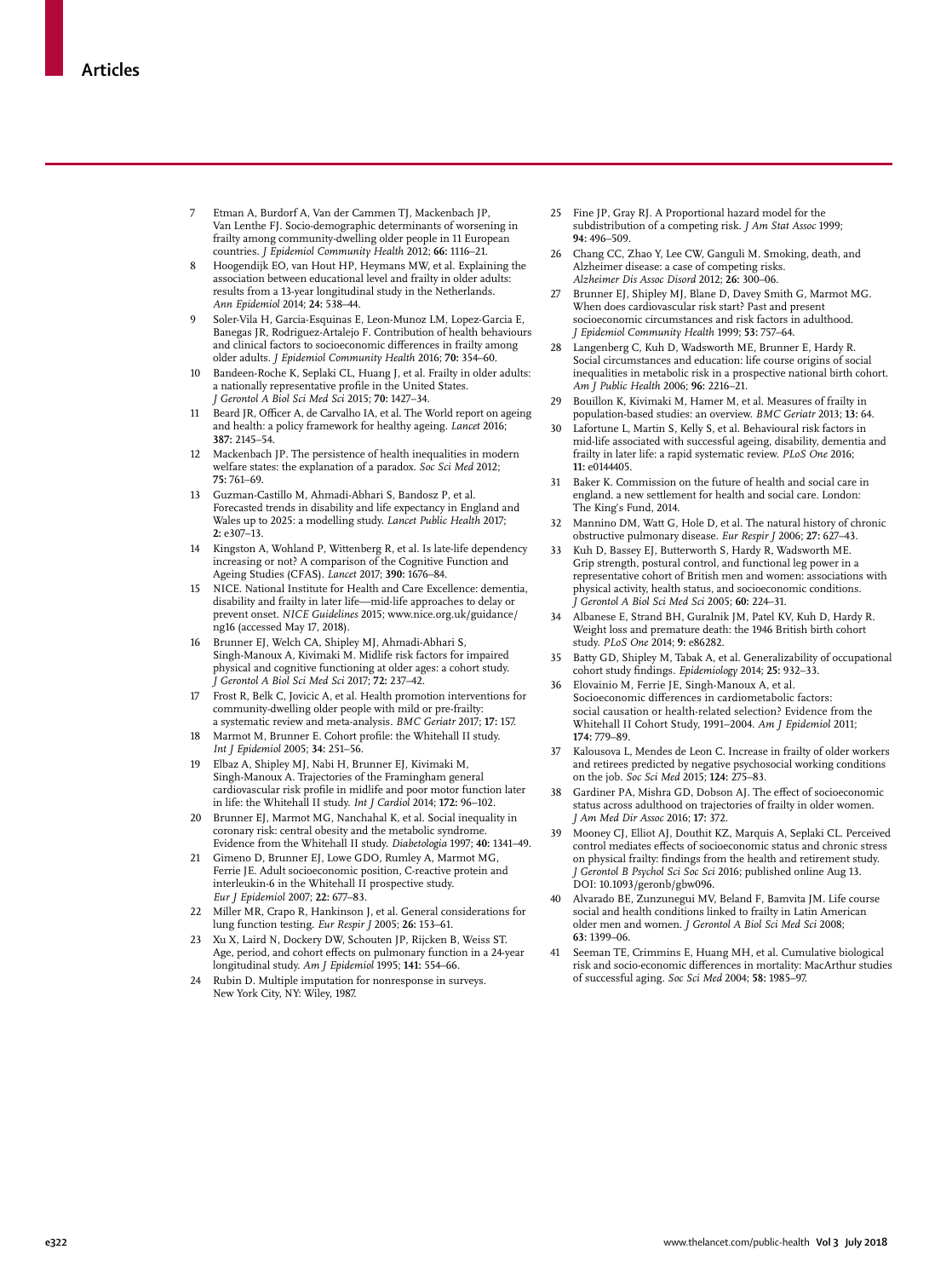7 Etman A, Burdorf A, Van der Cammen TJ, Mackenbach JP, Van Lenthe FJ. Socio-demographic determinants of worsening in frailty among community-dwelling older people in 11 European countries. *J Epidemiol Community Health* 2012; **66:** 1116–21.

8 Hoogendijk EO, van Hout HP, Heymans MW, et al. Explaining the association between educational level and frailty in older adults: results from a 13-year longitudinal study in the Netherlands. *Ann Epidemiol* 2014; **24:** 538–44.

9 Soler-Vila H, Garcia-Esquinas E, Leon-Munoz LM, Lopez-Garcia E, Banegas JR, Rodriguez-Artalejo F. Contribution of health behaviours and clinical factors to socioeconomic differences in frailty among older adults. *J Epidemiol Community Health* 2016; **70:** 354–60.

10 Bandeen-Roche K, Seplaki CL, Huang J, et al. Frailty in older adults: a nationally representative profile in the United States. *J Gerontol A Biol Sci Med Sci* 2015; **70:** 1427–34.

11 Beard JR, Officer A, de Carvalho IA, et al. The World report on ageing and health: a policy framework for healthy ageing. *Lancet* 2016; **387:** 2145–54.

12 Mackenbach JP. The persistence of health inequalities in modern welfare states: the explanation of a paradox. *Soc Sci Med* 2012; **75:** 761–69.

13 Guzman-Castillo M, Ahmadi-Abhari S, Bandosz P, et al. Forecasted trends in disability and life expectancy in England and Wales up to 2025: a modelling study. *Lancet Public Health* 2017; **2:** e307–13.

14 Kingston A, Wohland P, Wittenberg R, et al. Is late-life dependency increasing or not? A comparison of the Cognitive Function and Ageing Studies (CFAS). *Lancet* 2017; **390:** 1676–84.

15 NICE. National Institute for Health and Care Excellence: dementia, disability and frailty in later life—mid-life approaches to delay or prevent onset. *NICE Guidelines* 2015; www.nice.org.uk/guidance/ng16 (accessed May 17, 2018).

16 Brunner EJ, Welch CA, Shipley MJ, Ahmadi-Abhari S, Singh-Manoux A, Kivimaki M. Midlife risk factors for impaired physical and cognitive functioning at older ages: a cohort study. *J Gerontol A Biol Sci Med Sci* 2017; **72:** 237–42.

17 Frost R, Belk C, Jovicic A, et al. Health promotion interventions for community-dwelling older people with mild or pre-frailty: a systematic review and meta-analysis. *BMC Geriatr* 2017; **17:** 157.

18 Marmot M, Brunner E. Cohort profile: the Whitehall II study. *Int J Epidemiol* 2005; **34:** 251–56.

19 Elbaz A, Shipley MJ, Nabi H, Brunner EJ, Kivimaki M, Singh-Manoux A. Trajectories of the Framingham general cardiovascular risk profile in midlife and poor motor function later in life: the Whitehall II study. *Int J Cardiol* 2014; **172:** 96–102.

20 Brunner EJ, Marmot MG, Nanchahal K, et al. Social inequality in coronary risk: central obesity and the metabolic syndrome. Evidence from the Whitehall II study. *Diabetologia* 1997; **40:** 1341–49.

21 Gimeno D, Brunner EJ, Lowe GDO, Rumley A, Marmot MG, Ferrie JE. Adult socioeconomic position, C-reactive protein and interleukin-6 in the Whitehall II prospective study. *Eur J Epidemiol* 2007; **22:** 677–83.

22 Miller MR, Crapo R, Hankinson J, et al. General considerations for lung function testing. *Eur Respir J* 2005; **26:** 153–61.

23 Xu X, Laird N, Dockery DW, Schouten JP, Rijcken B, Weiss ST. Age, period, and cohort effects on pulmonary function in a 24-year longitudinal study. *Am J Epidemiol* 1995; **141:** 554–66.

24 Rubin D. Multiple imputation for nonresponse in surveys. New York City, NY: Wiley, 1987.

25 Fine JP, Gray RJ. A Proportional hazard model for the subdistribution of a competing risk. *J Am Stat Assoc* 1999; **94:** 496–509.

26 Chang CC, Zhao Y, Lee CW, Ganguli M. Smoking, death, and Alzheimer disease: a case of competing risks. *Alzheimer Dis Assoc Disord* 2012; **26:** 300–06.

27 Brunner EJ, Shipley MJ, Blane D, Davey Smith G, Marmot MG. When does cardiovascular risk start? Past and present socioeconomic circumstances and risk factors in adulthood. *J Epidemiol Community Health* 1999; **53:** 757–64.

28 Langenberg C, Kuh D, Wadsworth ME, Brunner E, Hardy R. Social circumstances and education: life course origins of social inequalities in metabolic risk in a prospective national birth cohort. *Am J Public Health* 2006; **96:** 2216–21.

29 Bouillon K, Kivimaki M, Hamer M, et al. Measures of frailty in population-based studies: an overview. *BMC Geriatr* 2013; **13:** 64.

30 Lafortune L, Martin S, Kelly S, et al. Behavioural risk factors in mid-life associated with successful ageing, disability, dementia and frailty in later life: a rapid systematic review. *PLoS One* 2016; **11:** e0144405.

31 Baker K. Commission on the future of health and social care in england. a new settlement for health and social care. London: The King's Fund, 2014.

32 Mannino DM, Watt G, Hole D, et al. The natural history of chronic obstructive pulmonary disease. *Eur Respir J* 2006; **27:** 627–43.

33 Kuh D, Bassey EJ, Butterworth S, Hardy R, Wadsworth ME. Grip strength, postural control, and functional leg power in a representative cohort of British men and women: associations with physical activity, health status, and socioeconomic conditions. *J Gerontol A Biol Sci Med Sci* 2005; **60:** 224–31.

34 Albanese E, Strand BH, Guralnik JM, Patel KV, Kuh D, Hardy R. Weight loss and premature death: the 1946 British birth cohort study. *PLoS One* 2014; **9:** e86282.

35 Batty GD, Shipley M, Tabak A, et al. Generalizability of occupational cohort study findings. *Epidemiology* 2014; **25:** 932–33.

36 Elovainio M, Ferrie JE, Singh-Manoux A, et al. Socioeconomic differences in cardiometabolic factors: social causation or health-related selection? Evidence from the Whitehall II Cohort Study, 1991–2004. *Am J Epidemiol* 2011; **174:** 779–89.

37 Kalousova L, Mendes de Leon C. Increase in frailty of older workers and retirees predicted by negative psychosocial working conditions on the job. *Soc Sci Med* 2015; **124:** 275–83.

38 Gardiner PA, Mishra GD, Dobson AJ. The effect of socioeconomic status across adulthood on trajectories of frailty in older women. *J Am Med Dir Assoc* 2016; **17:** 372.

39 Mooney CJ, Elliot AJ, Douthit KZ, Marquis A, Seplaki CL. Perceived control mediates effects of socioeconomic status and chronic stress on physical frailty: findings from the health and retirement study. *J Gerontol B Psychol Sci Soc Sci* 2016; published online Aug 13. DOI: 10.1093/geronb/gbw096.

40 Alvarado BE, Zunzunegui MV, Beland F, Bamvita JM. Life course social and health conditions linked to frailty in Latin American older men and women. *J Gerontol A Biol Sci Med Sci* 2008; **63:** 1399–06.

41 Seeman TE, Crimmins E, Huang MH, et al. Cumulative biological risk and socio-economic differences in mortality: MacArthur studies of successful aging. *Soc Sci Med* 2004; **58:** 1985–97.